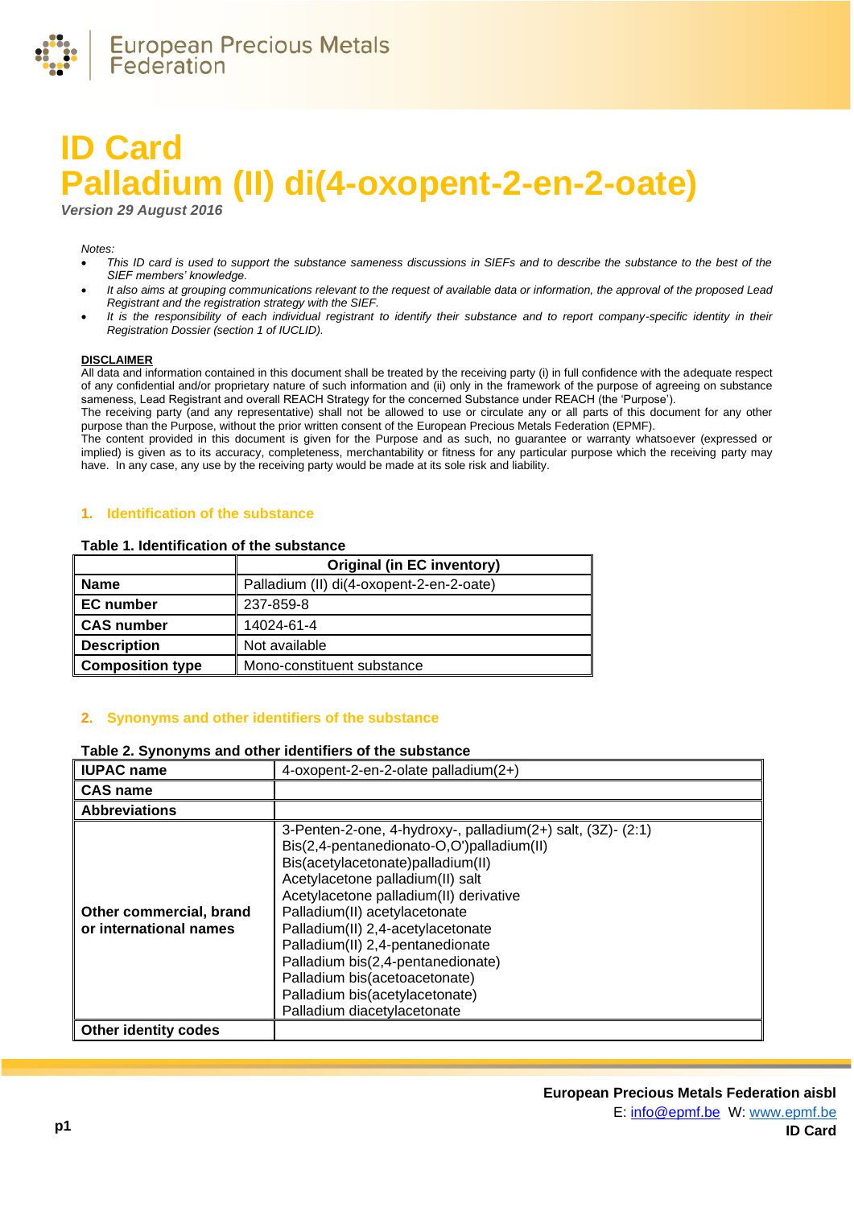# ID Card
# Palladium (II) di(4-oxopent-2-en-2-oate)

*Version 29 August 2016*

*Notes:*

- *This ID card is used to support the substance sameness discussions in SIEFs and to describe the substance to the best of the SIEF members' knowledge.*
- *It also aims at grouping communications relevant to the request of available data or information, the approval of the proposed Lead Registrant and the registration strategy with the SIEF.*
- *It is the responsibility of each individual registrant to identify their substance and to report company-specific identity in their Registration Dossier (section 1 of IUCLID).*

**DISCLAIMER**

All data and information contained in this document shall be treated by the receiving party (i) in full confidence with the adequate respect of any confidential and/or proprietary nature of such information and (ii) only in the framework of the purpose of agreeing on substance sameness, Lead Registrant and overall REACH Strategy for the concerned Substance under REACH (the 'Purpose').
The receiving party (and any representative) shall not be allowed to use or circulate any or all parts of this document for any other purpose than the Purpose, without the prior written consent of the European Precious Metals Federation (EPMF).
The content provided in this document is given for the Purpose and as such, no guarantee or warranty whatsoever (expressed or implied) is given as to its accuracy, completeness, merchantability or fitness for any particular purpose which the receiving party may have. In any case, any use by the receiving party would be made at its sole risk and liability.

## 1. Identification of the substance

**Table 1. Identification of the substance**

| | Original (in EC inventory) |
|---|---|
| **Name** | Palladium (II) di(4-oxopent-2-en-2-oate) |
| **EC number** | 237-859-8 |
| **CAS number** | 14024-61-4 |
| **Description** | Not available |
| **Composition type** | Mono-constituent substance |

## 2. Synonyms and other identifiers of the substance

**Table 2. Synonyms and other identifiers of the substance**

| | |
|---|---|
| **IUPAC name** | 4-oxopent-2-en-2-olate palladium(2+) |
| **CAS name** | |
| **Abbreviations** | |
| **Other commercial, brand or international names** | 3-Penten-2-one, 4-hydroxy-, palladium(2+) salt, (3Z)- (2:1)<br>Bis(2,4-pentanedionato-O,O')palladium(II)<br>Bis(acetylacetonate)palladium(II)<br>Acetylacetone palladium(II) salt<br>Acetylacetone palladium(II) derivative<br>Palladium(II) acetylacetonate<br>Palladium(II) 2,4-acetylacetonate<br>Palladium(II) 2,4-pentanedionate<br>Palladium bis(2,4-pentanedionate)<br>Palladium bis(acetoacetonate)<br>Palladium bis(acetylacetonate)<br>Palladium diacetylacetonate |
| **Other identity codes** | |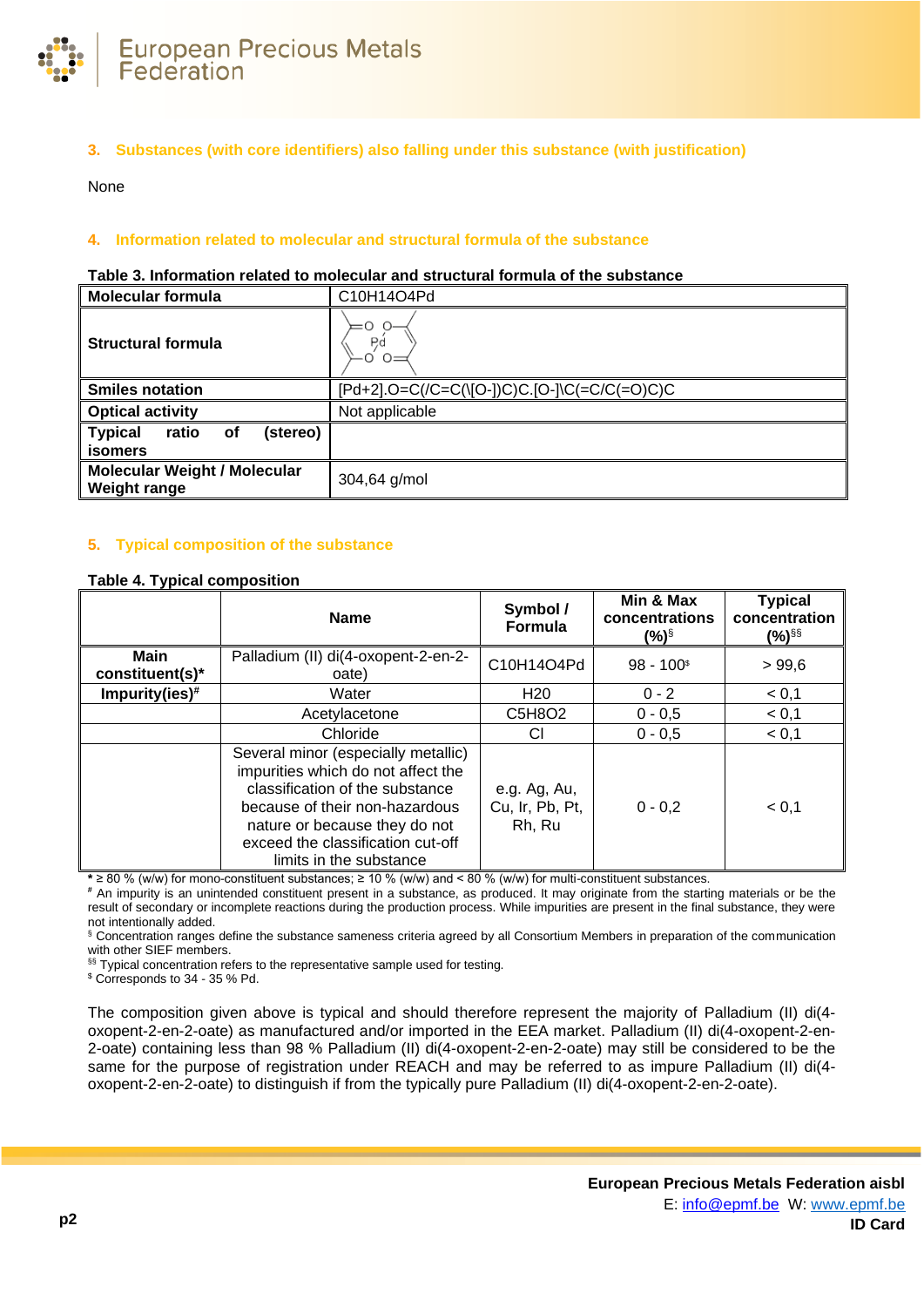## 3. Substances (with core identifiers) also falling under this substance (with justification)

None

## 4. Information related to molecular and structural formula of the substance

**Table 3. Information related to molecular and structural formula of the substance**

| Molecular formula | C10H14O4Pd |
|---|---|
| Structural formula | |
| Smiles notation | [Pd+2].O=C(/C=C(\[O-])C)C.[O-]\C(=C/C(=O)C)C |
| Optical activity | Not applicable |
| Typical ratio of (stereo) isomers | |
| Molecular Weight / Molecular Weight range | 304,64 g/mol |

## 5. Typical composition of the substance

**Table 4. Typical composition**

| | Name | Symbol / Formula | Min & Max concentrations (%)[§] | Typical concentration (%)[§§] |
|---|---|---|---|---|
| Main constituent(s)* | Palladium (II) di(4-oxopent-2-en-2-oate) | C10H14O4Pd | 98 - 100[$] | > 99,6 |
| Impurity(ies)[#] | Water | H20 | 0 - 2 | < 0,1 |
| | Acetylacetone | C5H8O2 | 0 - 0,5 | < 0,1 |
| | Chloride | Cl | 0 - 0,5 | < 0,1 |
| | Several minor (especially metallic) impurities which do not affect the classification of the substance because of their non-hazardous nature or because they do not exceed the classification cut-off limits in the substance | e.g. Ag, Au, Cu, Ir, Pb, Pt, Rh, Ru | 0 - 0,2 | < 0,1 |

* ≥ 80 % (w/w) for mono-constituent substances; ≥ 10 % (w/w) and < 80 % (w/w) for multi-constituent substances.
[#] An impurity is an unintended constituent present in a substance, as produced. It may originate from the starting materials or be the result of secondary or incomplete reactions during the production process. While impurities are present in the final substance, they were not intentionally added.
[§] Concentration ranges define the substance sameness criteria agreed by all Consortium Members in preparation of the communication with other SIEF members.
[§§] Typical concentration refers to the representative sample used for testing.
[$] Corresponds to 34 - 35 % Pd.

The composition given above is typical and should therefore represent the majority of Palladium (II) di(4-oxopent-2-en-2-oate) as manufactured and/or imported in the EEA market. Palladium (II) di(4-oxopent-2-en-2-oate) containing less than 98 % Palladium (II) di(4-oxopent-2-en-2-oate) may still be considered to be the same for the purpose of registration under REACH and may be referred to as impure Palladium (II) di(4-oxopent-2-en-2-oate) to distinguish if from the typically pure Palladium (II) di(4-oxopent-2-en-2-oate).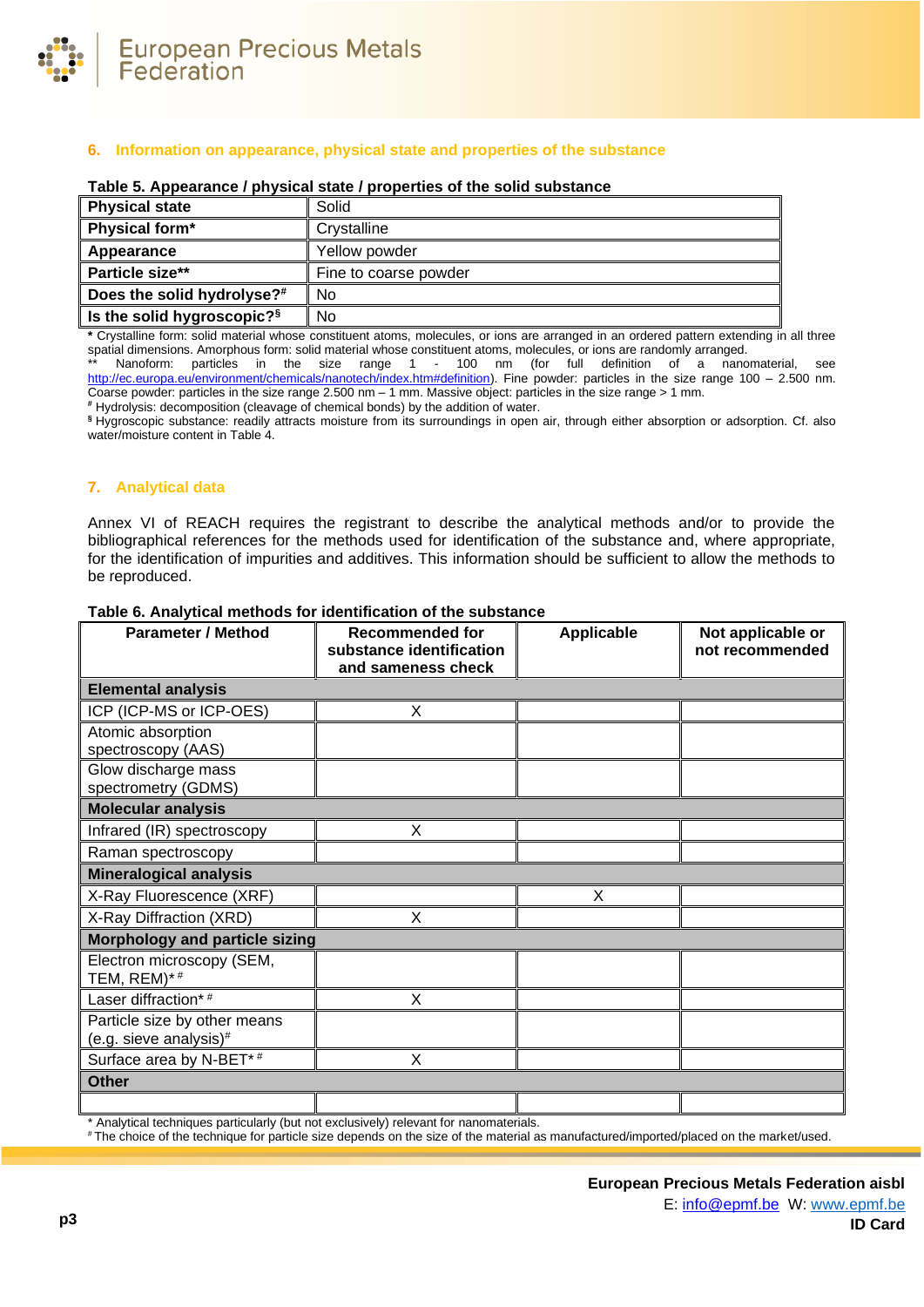## 6. Information on appearance, physical state and properties of the substance

**Table 5. Appearance / physical state / properties of the solid substance**

| | |
|---|---|
| **Physical state** | Solid |
| **Physical form*** | Crystalline |
| **Appearance** | Yellow powder |
| **Particle size**** | Fine to coarse powder |
| **Does the solid hydrolyse?[#]** | No |
| **Is the solid hygroscopic?[§]** | No |

\* Crystalline form: solid material whose constituent atoms, molecules, or ions are arranged in an ordered pattern extending in all three spatial dimensions. Amorphous form: solid material whose constituent atoms, molecules, or ions are randomly arranged.
** Nanoform: particles in the size range 1 - 100 nm (for full definition of a nanomaterial, see http://ec.europa.eu/environment/chemicals/nanotech/index.htm#definition). Fine powder: particles in the size range 100 – 2.500 nm. Coarse powder: particles in the size range 2.500 nm – 1 mm. Massive object: particles in the size range > 1 mm.
[#] Hydrolysis: decomposition (cleavage of chemical bonds) by the addition of water.
[§] Hygroscopic substance: readily attracts moisture from its surroundings in open air, through either absorption or adsorption. Cf. also water/moisture content in Table 4.

## 7. Analytical data

Annex VI of REACH requires the registrant to describe the analytical methods and/or to provide the bibliographical references for the methods used for identification of the substance and, where appropriate, for the identification of impurities and additives. This information should be sufficient to allow the methods to be reproduced.

**Table 6. Analytical methods for identification of the substance**

| Parameter / Method | Recommended for substance identification and sameness check | Applicable | Not applicable or not recommended |
|---|---|---|---|
| **Elemental analysis** | | | |
| ICP (ICP-MS or ICP-OES) | X | | |
| Atomic absorption spectroscopy (AAS) | | | |
| Glow discharge mass spectrometry (GDMS) | | | |
| **Molecular analysis** | | | |
| Infrared (IR) spectroscopy | X | | |
| Raman spectroscopy | | | |
| **Mineralogical analysis** | | | |
| X-Ray Fluorescence (XRF) | | X | |
| X-Ray Diffraction (XRD) | X | | |
| **Morphology and particle sizing** | | | |
| Electron microscopy (SEM, TEM, REM)* [#] | | | |
| Laser diffraction* [#] | X | | |
| Particle size by other means (e.g. sieve analysis)[#] | | | |
| Surface area by N-BET* [#] | X | | |
| **Other** | | | |
| | | | |

\* Analytical techniques particularly (but not exclusively) relevant for nanomaterials.
[#] The choice of the technique for particle size depends on the size of the material as manufactured/imported/placed on the market/used.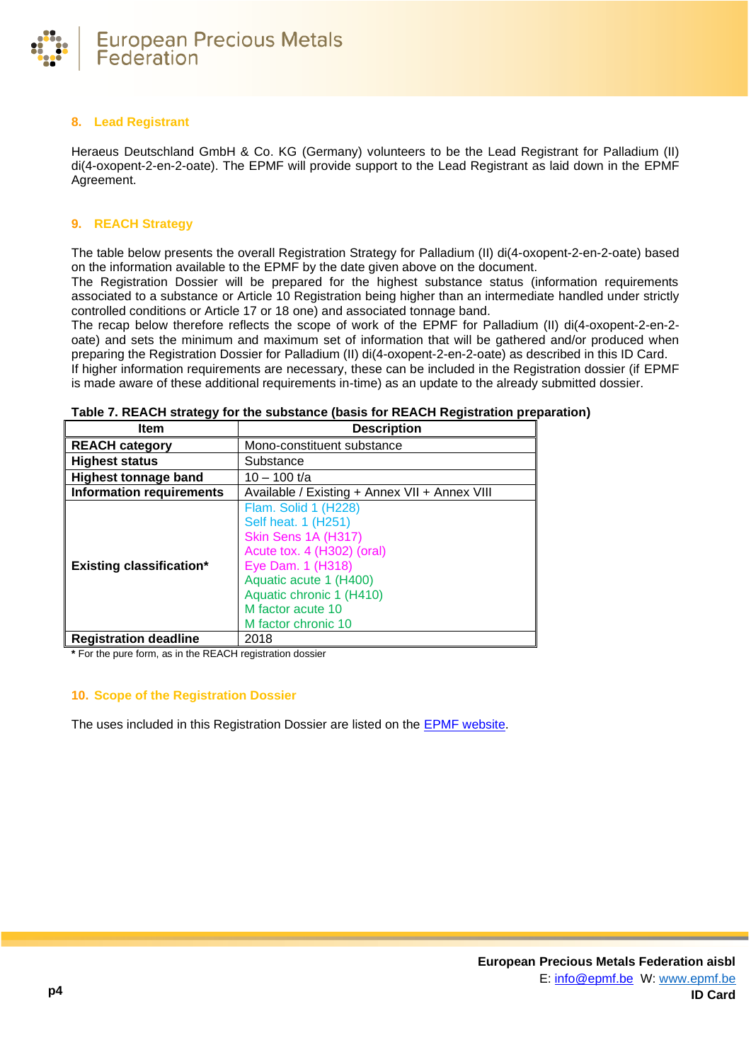## 8. Lead Registrant

Heraeus Deutschland GmbH & Co. KG (Germany) volunteers to be the Lead Registrant for Palladium (II) di(4-oxopent-2-en-2-oate). The EPMF will provide support to the Lead Registrant as laid down in the EPMF Agreement.

## 9. REACH Strategy

The table below presents the overall Registration Strategy for Palladium (II) di(4-oxopent-2-en-2-oate) based on the information available to the EPMF by the date given above on the document.
The Registration Dossier will be prepared for the highest substance status (information requirements associated to a substance or Article 10 Registration being higher than an intermediate handled under strictly controlled conditions or Article 17 or 18 one) and associated tonnage band.
The recap below therefore reflects the scope of work of the EPMF for Palladium (II) di(4-oxopent-2-en-2-oate) and sets the minimum and maximum set of information that will be gathered and/or produced when preparing the Registration Dossier for Palladium (II) di(4-oxopent-2-en-2-oate) as described in this ID Card.
If higher information requirements are necessary, these can be included in the Registration dossier (if EPMF is made aware of these additional requirements in-time) as an update to the already submitted dossier.

**Table 7. REACH strategy for the substance (basis for REACH Registration preparation)**

| Item | Description |
|---|---|
| **REACH category** | Mono-constituent substance |
| **Highest status** | Substance |
| **Highest tonnage band** | 10 – 100 t/a |
| **Information requirements** | Available / Existing + Annex VII + Annex VIII |
| **Existing classification*** | Flam. Solid 1 (H228)<br>Self heat. 1 (H251)<br>Skin Sens 1A (H317)<br>Acute tox. 4 (H302) (oral)<br>Eye Dam. 1 (H318)<br>Aquatic acute 1 (H400)<br>Aquatic chronic 1 (H410)<br>M factor acute 10<br>M factor chronic 10 |
| **Registration deadline** | 2018 |

**\*** For the pure form, as in the REACH registration dossier

## 10. Scope of the Registration Dossier

The uses included in this Registration Dossier are listed on the EPMF website.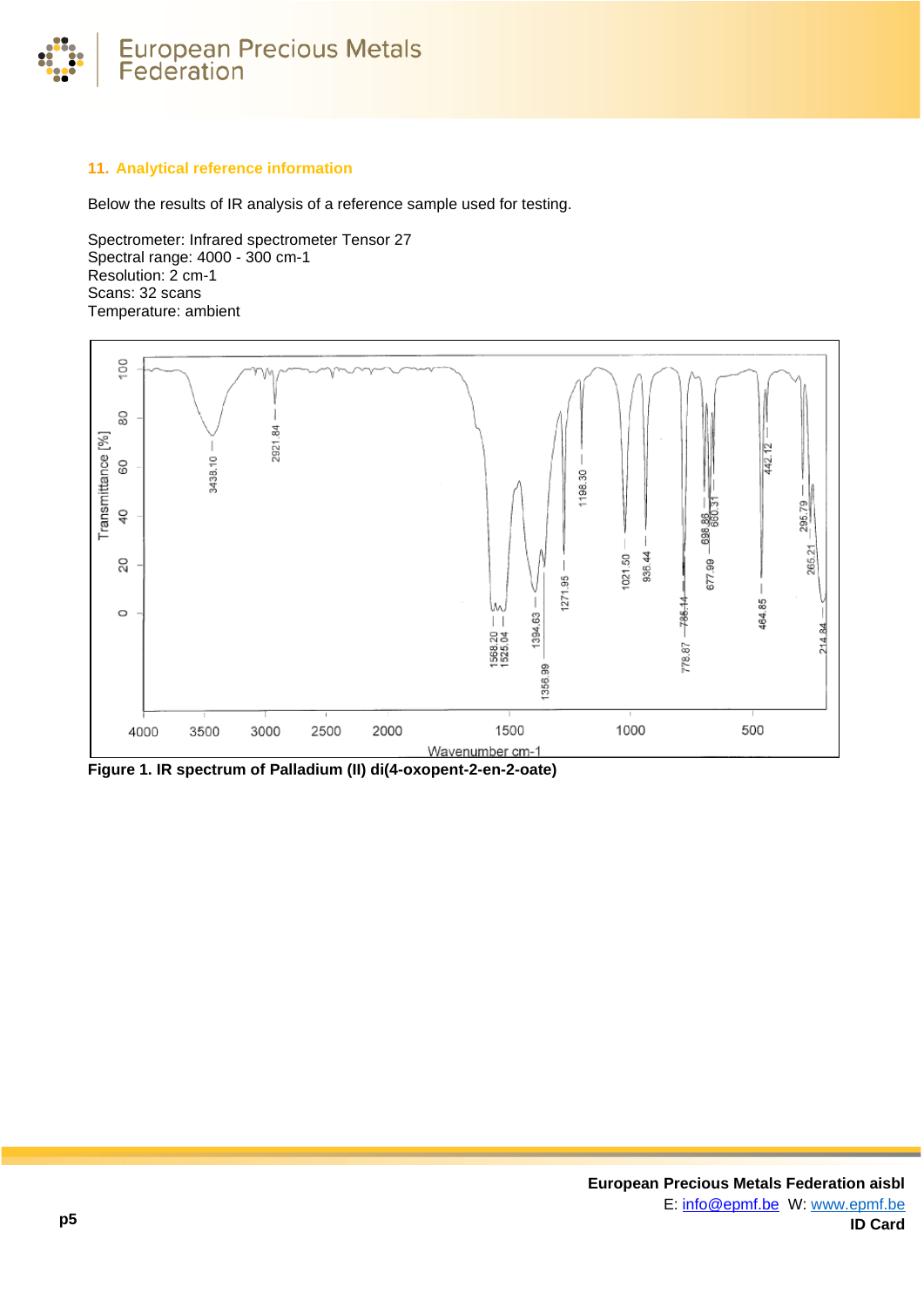## 11. Analytical reference information

Below the results of IR analysis of a reference sample used for testing.

Spectrometer: Infrared spectrometer Tensor 27
Spectral range: 4000 - 300 cm-1
Resolution: 2 cm-1
Scans: 32 scans
Temperature: ambient

Transmittance [%]
100
80
60
40
20
0

3438.10
2921.84
1568.20
1525.04
1394.63
1356.99
1271.95
1198.30
1021.50
936.44
785.14
778.87
698.86
680.31
677.99
464.85
442.12
295.79
265.21
214.84

4000
3500
3000
2500
2000
1500
1000
500

Wavenumber cm-1

**Figure 1. IR spectrum of Palladium (II) di(4-oxopent-2-en-2-oate)**

**European Precious Metals Federation aisbl**
E: info@epmf.be W: www.epmf.be
**ID Card**